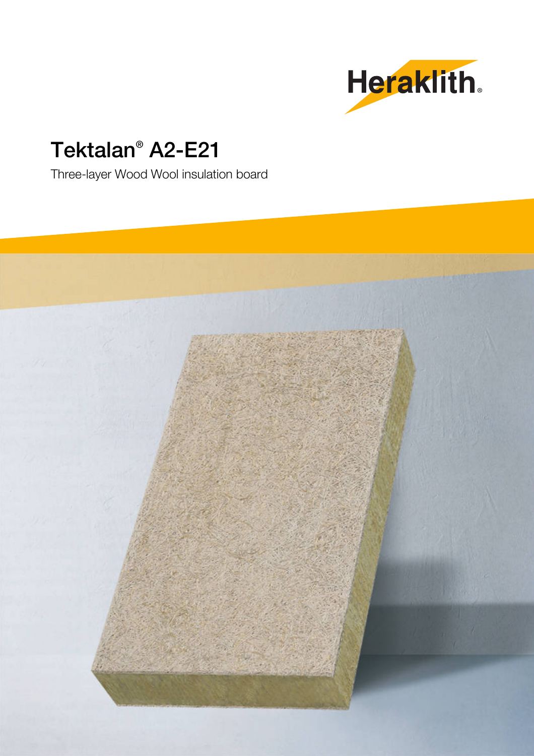Heraklith®

# Tektalan® A2-E21

Three-layer Wood Wool insulation board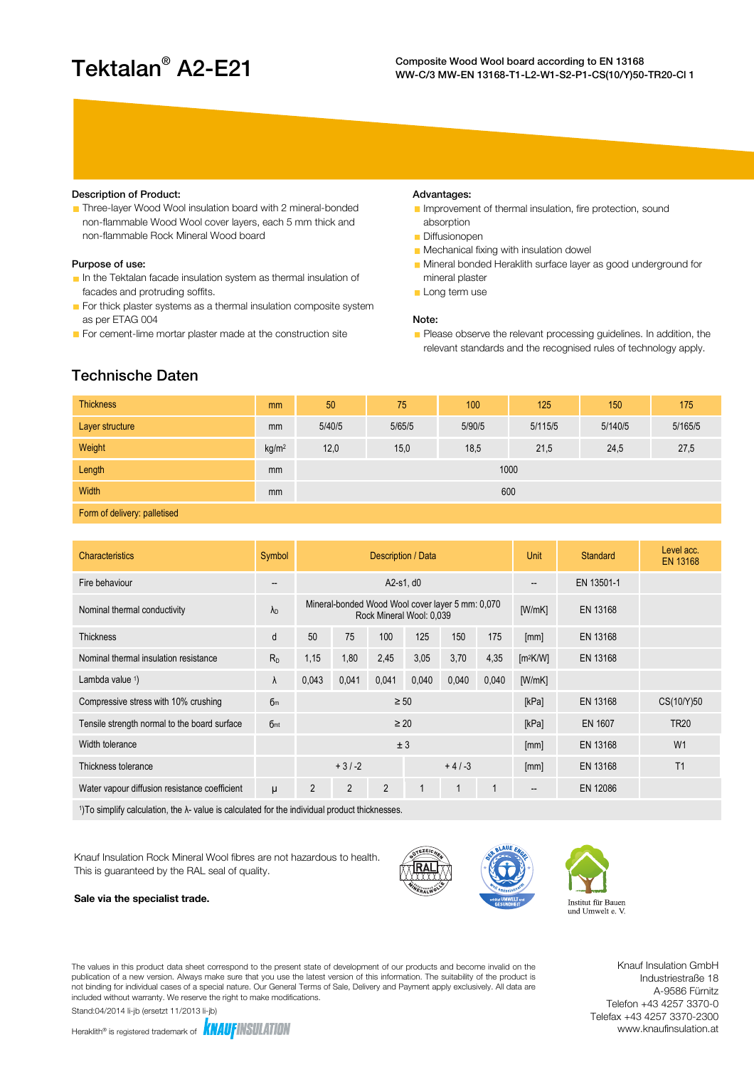# Tektalan® A2-E21

**Composite Wood Wool board according to EN 13168**
**WW-C/3 MW-EN 13168-T1-L2-W1-S2-P1-CS(10/Y)50-TR20-Cl 1**

### Description of Product:

- Three-layer Wood Wool insulation board with 2 mineral-bonded non-flammable Wood Wool cover layers, each 5 mm thick and non-flammable Rock Mineral Wood board

### Purpose of use:

- In the Tektalan facade insulation system as thermal insulation of facades and protruding soffits.
- For thick plaster systems as a thermal insulation composite system as per ETAG 004
- For cement-lime mortar plaster made at the construction site

### Advantages:

- Improvement of thermal insulation, fire protection, sound absorption
- Diffusionopen
- Mechanical fixing with insulation dowel
- Mineral bonded Heraklith surface layer as good underground for mineral plaster
- Long term use

### Note:

- Please observe the relevant processing guidelines. In addition, the relevant standards and the recognised rules of technology apply.

## Technische Daten

| Thickness | mm | 50 | 75 | 100 | 125 | 150 | 175 |
|---|---|---|---|---|---|---|---|
| Layer structure | mm | 5/40/5 | 5/65/5 | 5/90/5 | 5/115/5 | 5/140/5 | 5/165/5 |
| Weight | kg/m² | 12,0 | 15,0 | 18,5 | 21,5 | 24,5 | 27,5 |
| Length | mm | 1000 | | | | | |
| Width | mm | 600 | | | | | |
| Form of delivery: palletised | | | | | | | |

| Characteristics | Symbol | Description / Data | | | | | | Unit | Standard | Level acc. EN 13168 |
|---|---|---|---|---|---|---|---|---|---|---|
| Fire behaviour | -- | A2-s1, d0 | | | | | | -- | EN 13501-1 | |
| Nominal thermal conductivity | $\lambda_D$ | Mineral-bonded Wood Wool cover layer 5 mm: 0,070 Rock Mineral Wool: 0,039 | | | | | | [W/mK] | EN 13168 | |
| Thickness | d | 50 | 75 | 100 | 125 | 150 | 175 | [mm] | EN 13168 | |
| Nominal thermal insulation resistance | $R_D$ | 1,15 | 1,80 | 2,45 | 3,05 | 3,70 | 4,35 | [m²K/W] | EN 13168 | |
| Lambda value [1] | λ | 0,043 | 0,041 | 0,041 | 0,040 | 0,040 | 0,040 | [W/mK] | | |
| Compressive stress with 10% crushing | $\sigma_m$ | ≥ 50 | | | | | | [kPa] | EN 13168 | CS(10/Y)50 |
| Tensile strength normal to the board surface | $\sigma_{mt}$ | ≥ 20 | | | | | | [kPa] | EN 1607 | TR20 |
| Width tolerance | | ± 3 | | | | | | [mm] | EN 13168 | W1 |
| Thickness tolerance | | + 3 / -2 | | | + 4 / -3 | | | [mm] | EN 13168 | T1 |
| Water vapour diffusion resistance coefficient | μ | 2 | 2 | 2 | 1 | 1 | 1 | -- | EN 12086 | |

[1])To simplify calculation, the λ- value is calculated for the individual product thicknesses.

Knauf Insulation Rock Mineral Wool fibres are not hazardous to health. This is guaranteed by the RAL seal of quality.

**Sale via the specialist trade.**

Institut für Bauen und Umwelt e. V.

The values in this product data sheet correspond to the present state of development of our products and become invalid on the publication of a new version. Always make sure that you use the latest version of this information. The suitability of the product is not binding for individual cases of a special nature. Our General Terms of Sale, Delivery and Payment apply exclusively. All data are included without warranty. We reserve the right to make modifications.

Stand:04/2014 li-jb (ersetzt 11/2013 li-jb)

Heraklith® is registered trademark of KNAUF INSULATION

Knauf Insulation GmbH
Industriestraße 18
A-9586 Fürnitz
Telefon +43 4257 3370-0
Telefax +43 4257 3370-2300
www.knaufinsulation.at